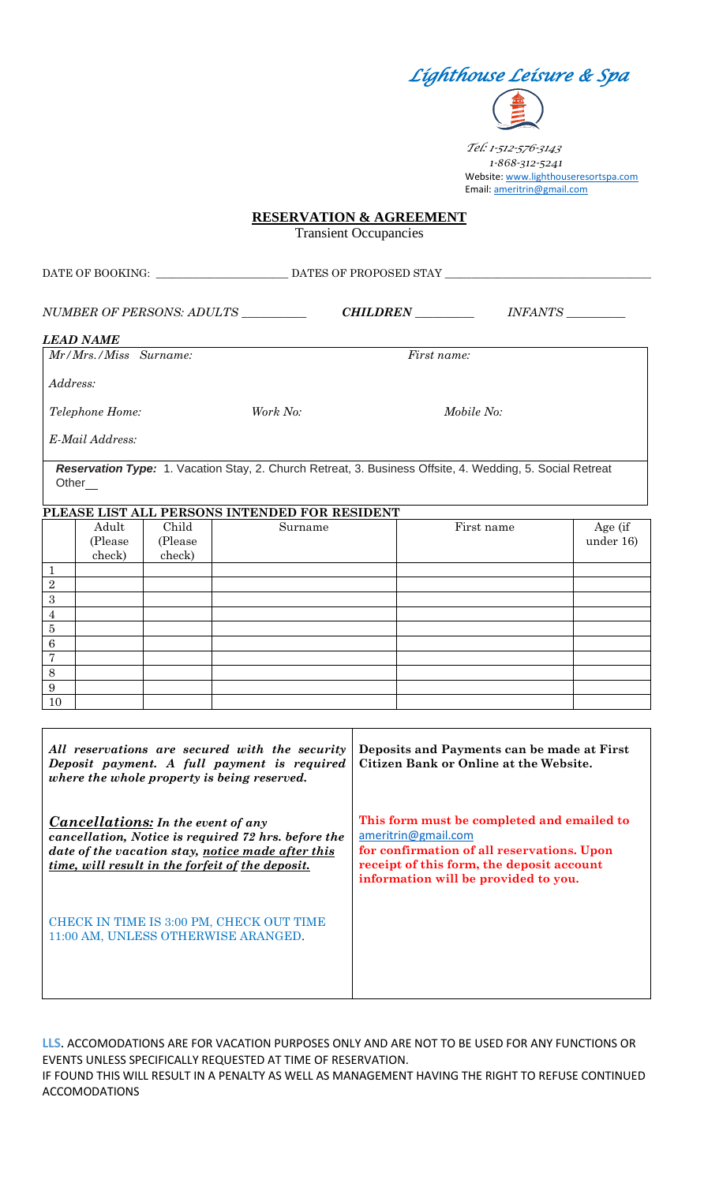*Lighthouse Leisure & Spa*

*Tel: 1-512-576-3143*
*1-868-312-5241*
Website: www.lighthouseresortspa.com
Email: ameritrin@gmail.com

## **RESERVATION & AGREEMENT**

Transient Occupancies

DATE OF BOOKING: ______________________ DATES OF PROPOSED STAY ______________________________

*NUMBER OF PERSONS: ADULTS* __________ ***CHILDREN*** _________ *INFANTS* _________

***LEAD NAME***

*Mr/Mrs./Miss Surname:* *First name:*

*Address:*

*Telephone Home:* *Work No:* *Mobile No:*

*E-Mail Address:*

***Reservation Type:*** 1. Vacation Stay, 2. Church Retreat, 3. Business Offsite, 4. Wedding, 5. Social Retreat
Other__

**PLEASE LIST ALL PERSONS INTENDED FOR RESIDENT**

| | Adult (Please check) | Child (Please check) | Surname | First name | Age (if under 16) |
|---|---|---|---|---|---|
| 1 | | | | | |
| 2 | | | | | |
| 3 | | | | | |
| 4 | | | | | |
| 5 | | | | | |
| 6 | | | | | |
| 7 | | | | | |
| 8 | | | | | |
| 9 | | | | | |
| 10 | | | | | |

***All reservations are secured with the security Deposit payment. A full payment is required where the whole property is being reserved.***

**Deposits and Payments can be made at First Citizen Bank or Online at the Website.**

***Cancellations:** In the event of any cancellation, Notice is required 72 hrs. before the date of the vacation stay, notice made after this time, will result in the forfeit of the deposit.*

**This form must be completed and emailed to** ameritrin@gmail.com **for confirmation of all reservations. Upon receipt of this form, the deposit account information will be provided to you.**

CHECK IN TIME IS 3:00 PM, CHECK OUT TIME 11:00 AM, UNLESS OTHERWISE ARANGED.

**LLS**. ACCOMODATIONS ARE FOR VACATION PURPOSES ONLY AND ARE NOT TO BE USED FOR ANY FUNCTIONS OR EVENTS UNLESS SPECIFICALLY REQUESTED AT TIME OF RESERVATION.
IF FOUND THIS WILL RESULT IN A PENALTY AS WELL AS MANAGEMENT HAVING THE RIGHT TO REFUSE CONTINUED ACCOMODATIONS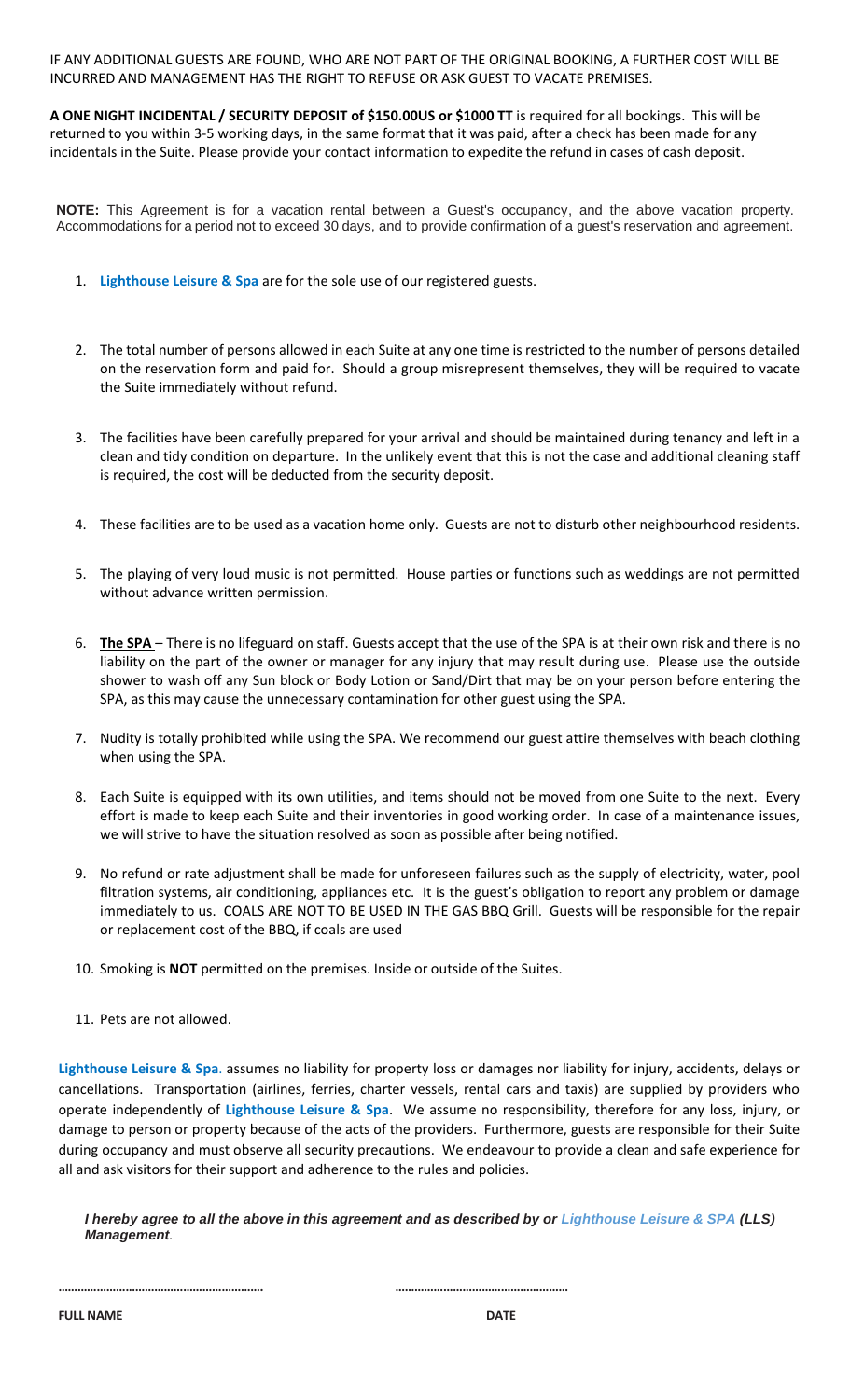IF ANY ADDITIONAL GUESTS ARE FOUND, WHO ARE NOT PART OF THE ORIGINAL BOOKING, A FURTHER COST WILL BE INCURRED AND MANAGEMENT HAS THE RIGHT TO REFUSE OR ASK GUEST TO VACATE PREMISES.

**A ONE NIGHT INCIDENTAL / SECURITY DEPOSIT of $150.00US or $1000 TT** is required for all bookings. This will be returned to you within 3-5 working days, in the same format that it was paid, after a check has been made for any incidentals in the Suite. Please provide your contact information to expedite the refund in cases of cash deposit.

**NOTE:** This Agreement is for a vacation rental between a Guest's occupancy, and the above vacation property. Accommodations for a period not to exceed 30 days, and to provide confirmation of a guest's reservation and agreement.

1. **Lighthouse Leisure & Spa** are for the sole use of our registered guests.

2. The total number of persons allowed in each Suite at any one time is restricted to the number of persons detailed on the reservation form and paid for. Should a group misrepresent themselves, they will be required to vacate the Suite immediately without refund.

3. The facilities have been carefully prepared for your arrival and should be maintained during tenancy and left in a clean and tidy condition on departure. In the unlikely event that this is not the case and additional cleaning staff is required, the cost will be deducted from the security deposit.

4. These facilities are to be used as a vacation home only. Guests are not to disturb other neighbourhood residents.

5. The playing of very loud music is not permitted. House parties or functions such as weddings are not permitted without advance written permission.

6. **The SPA** – There is no lifeguard on staff. Guests accept that the use of the SPA is at their own risk and there is no liability on the part of the owner or manager for any injury that may result during use. Please use the outside shower to wash off any Sun block or Body Lotion or Sand/Dirt that may be on your person before entering the SPA, as this may cause the unnecessary contamination for other guest using the SPA.

7. Nudity is totally prohibited while using the SPA. We recommend our guest attire themselves with beach clothing when using the SPA.

8. Each Suite is equipped with its own utilities, and items should not be moved from one Suite to the next. Every effort is made to keep each Suite and their inventories in good working order. In case of a maintenance issues, we will strive to have the situation resolved as soon as possible after being notified.

9. No refund or rate adjustment shall be made for unforeseen failures such as the supply of electricity, water, pool filtration systems, air conditioning, appliances etc. It is the guest's obligation to report any problem or damage immediately to us. COALS ARE NOT TO BE USED IN THE GAS BBQ Grill. Guests will be responsible for the repair or replacement cost of the BBQ, if coals are used

10. Smoking is **NOT** permitted on the premises. Inside or outside of the Suites.

11. Pets are not allowed.

**Lighthouse Leisure & Spa**. assumes no liability for property loss or damages nor liability for injury, accidents, delays or cancellations. Transportation (airlines, ferries, charter vessels, rental cars and taxis) are supplied by providers who operate independently of **Lighthouse Leisure & Spa**. We assume no responsibility, therefore for any loss, injury, or damage to person or property because of the acts of the providers. Furthermore, guests are responsible for their Suite during occupancy and must observe all security precautions. We endeavour to provide a clean and safe experience for all and ask visitors for their support and adherence to the rules and policies.

***I hereby agree to all the above in this agreement and as described by or Lighthouse Leisure & SPA (LLS) Management.***

……………………………………………………… ……………………………………………

**FULL NAME** **DATE**